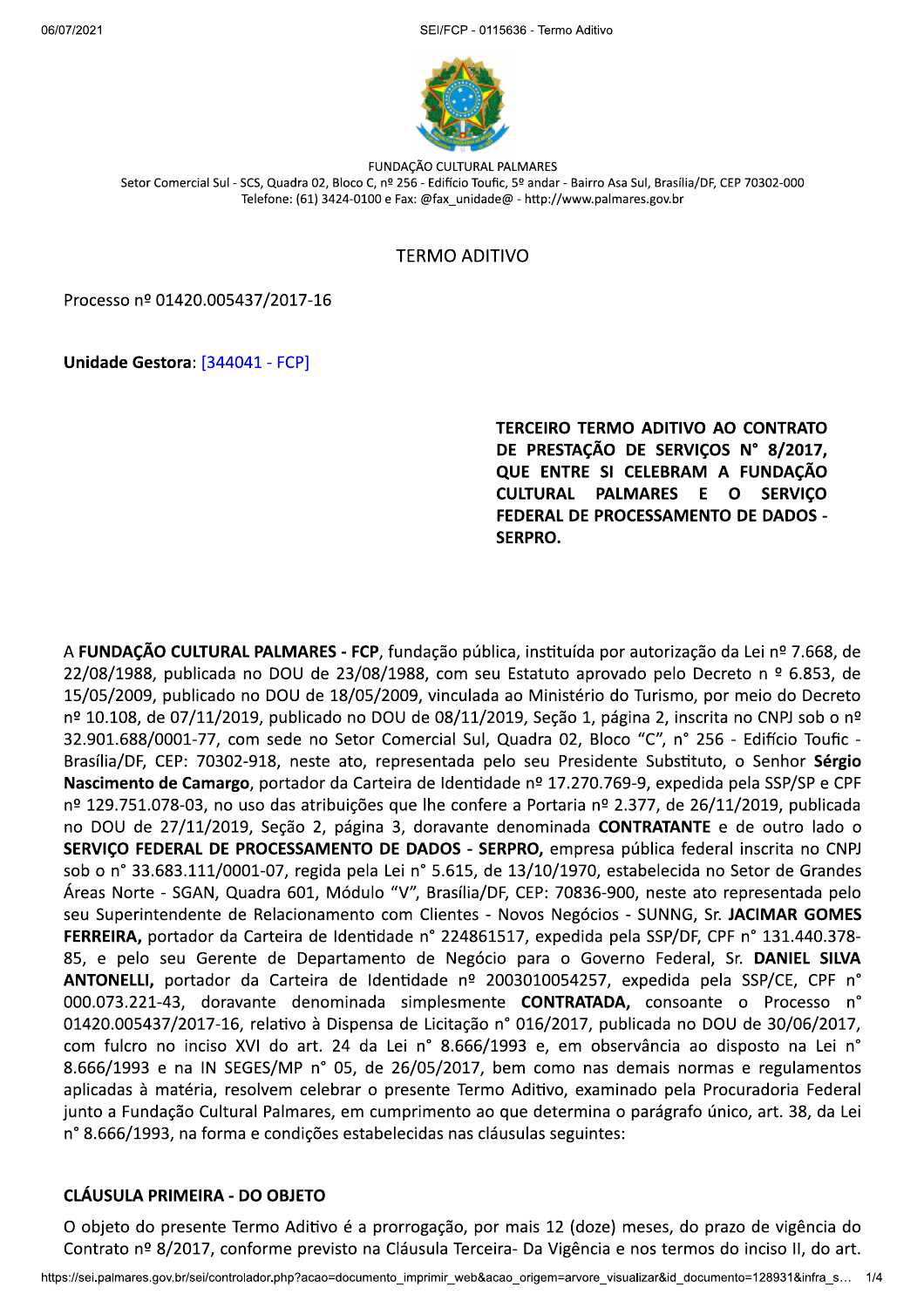FUNDAÇÃO CULTURAL PALMARES

Setor Comercial Sul - SCS, Quadra 02, Bloco C, nº 256 - Edifício Toufic, 5º andar - Bairro Asa Sul, Brasília/DF, CEP 70302-000

Telefone: (61) 3424-0100 e Fax: @fax_unidade@ - http://www.palmares.gov.br

# TERMO ADITIVO

Processo nº 01420.005437/2017-16

**Unidade Gestora**: [344041 - FCP]

**TERCEIRO TERMO ADITIVO AO CONTRATO DE PRESTAÇÃO DE SERVIÇOS N° 8/2017, QUE ENTRE SI CELEBRAM A FUNDAÇÃO CULTURAL PALMARES E O SERVIÇO FEDERAL DE PROCESSAMENTO DE DADOS - SERPRO.**

A **FUNDAÇÃO CULTURAL PALMARES - FCP**, fundação pública, instituída por autorização da Lei nº 7.668, de 22/08/1988, publicada no DOU de 23/08/1988, com seu Estatuto aprovado pelo Decreto n º 6.853, de 15/05/2009, publicado no DOU de 18/05/2009, vinculada ao Ministério do Turismo, por meio do Decreto nº 10.108, de 07/11/2019, publicado no DOU de 08/11/2019, Seção 1, página 2, inscrita no CNPJ sob o nº 32.901.688/0001-77, com sede no Setor Comercial Sul, Quadra 02, Bloco "C", n° 256 - Edifício Toufic - Brasília/DF, CEP: 70302-918, neste ato, representada pelo seu Presidente Substituto, o Senhor **Sérgio Nascimento de Camargo**, portador da Carteira de Identidade nº 17.270.769-9, expedida pela SSP/SP e CPF nº 129.751.078-03, no uso das atribuições que lhe confere a Portaria nº 2.377, de 26/11/2019, publicada no DOU de 27/11/2019, Seção 2, página 3, doravante denominada **CONTRATANTE** e de outro lado o **SERVIÇO FEDERAL DE PROCESSAMENTO DE DADOS - SERPRO,** empresa pública federal inscrita no CNPJ sob o n° 33.683.111/0001-07, regida pela Lei n° 5.615, de 13/10/1970, estabelecida no Setor de Grandes Áreas Norte - SGAN, Quadra 601, Módulo "V", Brasília/DF, CEP: 70836-900, neste ato representada pelo seu Superintendente de Relacionamento com Clientes - Novos Negócios - SUNNG, Sr. **JACIMAR GOMES FERREIRA,** portador da Carteira de Identidade n° 224861517, expedida pela SSP/DF, CPF n° 131.440.378-85, e pelo seu Gerente de Departamento de Negócio para o Governo Federal, Sr. **DANIEL SILVA ANTONELLI,** portador da Carteira de Identidade nº 2003010054257, expedida pela SSP/CE, CPF n° 000.073.221-43, doravante denominada simplesmente **CONTRATADA,** consoante o Processo n° 01420.005437/2017-16, relativo à Dispensa de Licitação n° 016/2017, publicada no DOU de 30/06/2017, com fulcro no inciso XVI do art. 24 da Lei n° 8.666/1993 e, em observância ao disposto na Lei n° 8.666/1993 e na IN SEGES/MP n° 05, de 26/05/2017, bem como nas demais normas e regulamentos aplicadas à matéria, resolvem celebrar o presente Termo Aditivo, examinado pela Procuradoria Federal junto a Fundação Cultural Palmares, em cumprimento ao que determina o parágrafo único, art. 38, da Lei n° 8.666/1993, na forma e condições estabelecidas nas cláusulas seguintes:

## CLÁUSULA PRIMEIRA - DO OBJETO

O objeto do presente Termo Aditivo é a prorrogação, por mais 12 (doze) meses, do prazo de vigência do Contrato nº 8/2017, conforme previsto na Cláusula Terceira- Da Vigência e nos termos do inciso II, do art.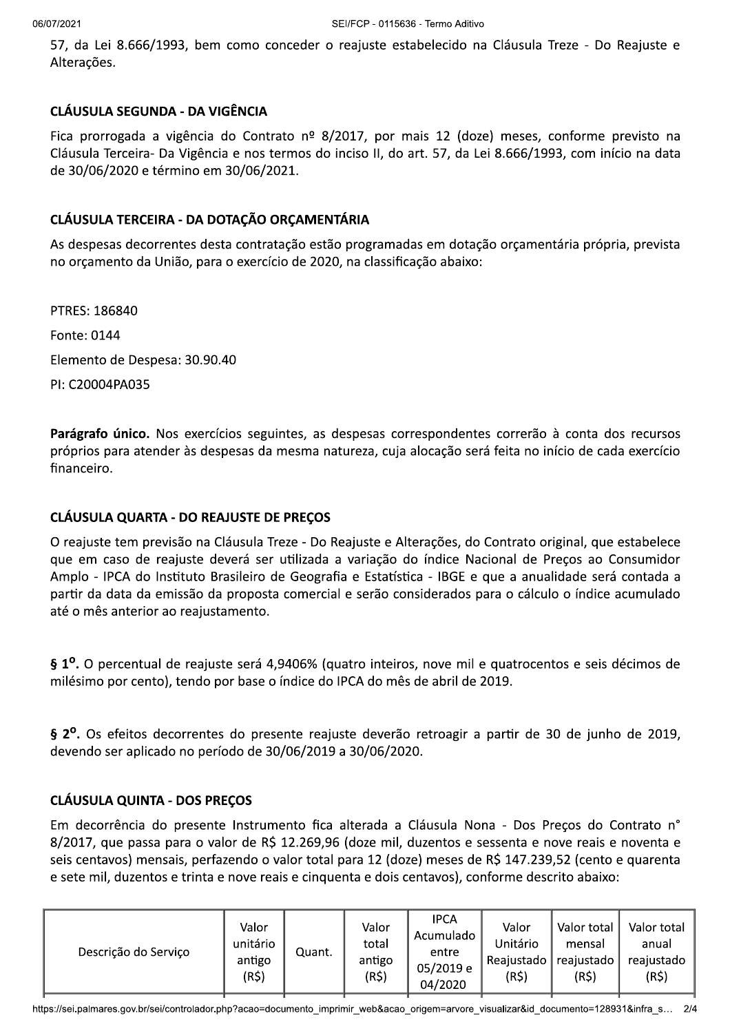57, da Lei 8.666/1993, bem como conceder o reajuste estabelecido na Cláusula Treze - Do Reajuste e Alterações.

## CLÁUSULA SEGUNDA - DA VIGÊNCIA

Fica prorrogada a vigência do Contrato nº 8/2017, por mais 12 (doze) meses, conforme previsto na Cláusula Terceira- Da Vigência e nos termos do inciso II, do art. 57, da Lei 8.666/1993, com início na data de 30/06/2020 e término em 30/06/2021.

## CLÁUSULA TERCEIRA - DA DOTAÇÃO ORÇAMENTÁRIA

As despesas decorrentes desta contratação estão programadas em dotação orçamentária própria, prevista no orçamento da União, para o exercício de 2020, na classificação abaixo:

PTRES: 186840

Fonte: 0144

Elemento de Despesa: 30.90.40

PI: C20004PA035

**Parágrafo único.** Nos exercícios seguintes, as despesas correspondentes correrão à conta dos recursos próprios para atender às despesas da mesma natureza, cuja alocação será feita no início de cada exercício financeiro.

## CLÁUSULA QUARTA - DO REAJUSTE DE PREÇOS

O reajuste tem previsão na Cláusula Treze - Do Reajuste e Alterações, do Contrato original, que estabelece que em caso de reajuste deverá ser utilizada a variação do índice Nacional de Preços ao Consumidor Amplo - IPCA do Instituto Brasileiro de Geografia e Estatística - IBGE e que a anualidade será contada a partir da data da emissão da proposta comercial e serão considerados para o cálculo o índice acumulado até o mês anterior ao reajustamento.

**§ 1º.** O percentual de reajuste será 4,9406% (quatro inteiros, nove mil e quatrocentos e seis décimos de milésimo por cento), tendo por base o índice do IPCA do mês de abril de 2019.

**§ 2º.** Os efeitos decorrentes do presente reajuste deverão retroagir a partir de 30 de junho de 2019, devendo ser aplicado no período de 30/06/2019 a 30/06/2020.

## CLÁUSULA QUINTA - DOS PREÇOS

Em decorrência do presente Instrumento fica alterada a Cláusula Nona - Dos Preços do Contrato n° 8/2017, que passa para o valor de R$ 12.269,96 (doze mil, duzentos e sessenta e nove reais e noventa e seis centavos) mensais, perfazendo o valor total para 12 (doze) meses de R$ 147.239,52 (cento e quarenta e sete mil, duzentos e trinta e nove reais e cinquenta e dois centavos), conforme descrito abaixo:

| Descrição do Serviço | Valor unitário antigo (R$) | Quant. | Valor total antigo (R$) | IPCA Acumulado entre 05/2019 e 04/2020 | Valor Unitário Reajustado (R$) | Valor total mensal reajustado (R$) | Valor total anual reajustado (R$) |
|---|---|---|---|---|---|---|---|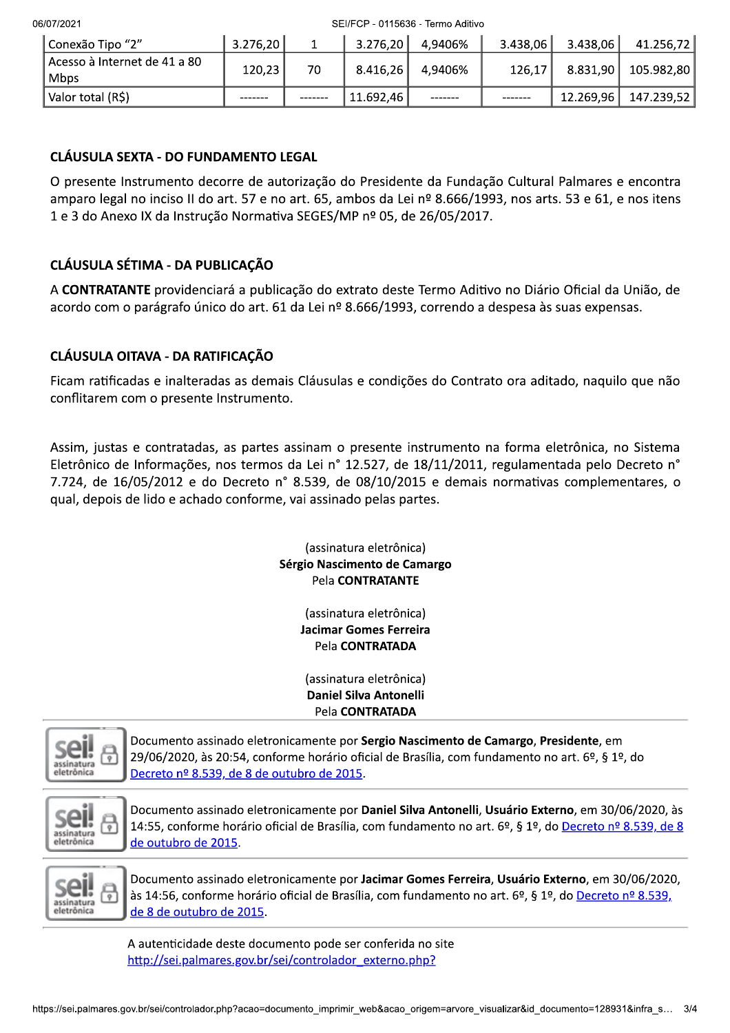| Conexão Tipo "2" | 3.276,20 | 1 | 3.276,20 | 4,9406% | 3.438,06 | 3.438,06 | 41.256,72 |
|---|---|---|---|---|---|---|---|
| Acesso à Internet de 41 a 80 Mbps | 120,23 | 70 | 8.416,26 | 4,9406% | 126,17 | 8.831,90 | 105.982,80 |
| Valor total (R$) | ------- | ------- | 11.692,46 | ------- | ------- | 12.269,96 | 147.239,52 |

## CLÁUSULA SEXTA - DO FUNDAMENTO LEGAL

O presente Instrumento decorre de autorização do Presidente da Fundação Cultural Palmares e encontra amparo legal no inciso II do art. 57 e no art. 65, ambos da Lei nº 8.666/1993, nos arts. 53 e 61, e nos itens 1 e 3 do Anexo IX da Instrução Normativa SEGES/MP nº 05, de 26/05/2017.

## CLÁUSULA SÉTIMA - DA PUBLICAÇÃO

A **CONTRATANTE** providenciará a publicação do extrato deste Termo Aditivo no Diário Oficial da União, de acordo com o parágrafo único do art. 61 da Lei nº 8.666/1993, correndo a despesa às suas expensas.

## CLÁUSULA OITAVA - DA RATIFICAÇÃO

Ficam ratificadas e inalteradas as demais Cláusulas e condições do Contrato ora aditado, naquilo que não conflitarem com o presente Instrumento.

Assim, justas e contratadas, as partes assinam o presente instrumento na forma eletrônica, no Sistema Eletrônico de Informações, nos termos da Lei n° 12.527, de 18/11/2011, regulamentada pelo Decreto n° 7.724, de 16/05/2012 e do Decreto n° 8.539, de 08/10/2015 e demais normativas complementares, o qual, depois de lido e achado conforme, vai assinado pelas partes.

(assinatura eletrônica)
**Sérgio Nascimento de Camargo**
Pela **CONTRATANTE**

(assinatura eletrônica)
**Jacimar Gomes Ferreira**
Pela **CONTRATADA**

(assinatura eletrônica)
**Daniel Silva Antonelli**
Pela **CONTRATADA**

Documento assinado eletronicamente por **Sergio Nascimento de Camargo**, **Presidente**, em 29/06/2020, às 20:54, conforme horário oficial de Brasília, com fundamento no art. 6º, § 1º, do Decreto nº 8.539, de 8 de outubro de 2015.

Documento assinado eletronicamente por **Daniel Silva Antonelli**, **Usuário Externo**, em 30/06/2020, às 14:55, conforme horário oficial de Brasília, com fundamento no art. 6º, § 1º, do Decreto nº 8.539, de 8 de outubro de 2015.

Documento assinado eletronicamente por **Jacimar Gomes Ferreira**, **Usuário Externo**, em 30/06/2020, às 14:56, conforme horário oficial de Brasília, com fundamento no art. 6º, § 1º, do Decreto nº 8.539, de 8 de outubro de 2015.

A autenticidade deste documento pode ser conferida no site http://sei.palmares.gov.br/sei/controlador_externo.php?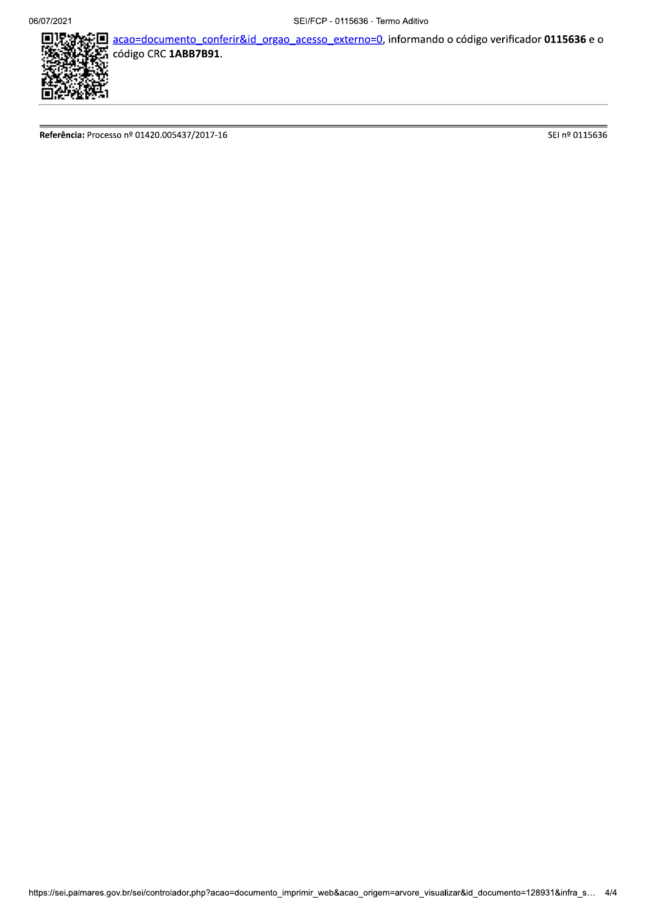acao=documento_conferir&id_orgao_acesso_externo=0, informando o código verificador **0115636** e o código CRC **1ABB7B91**.

---

**Referência:** Processo nº 01420.005437/2017-16 SEI nº 0115636